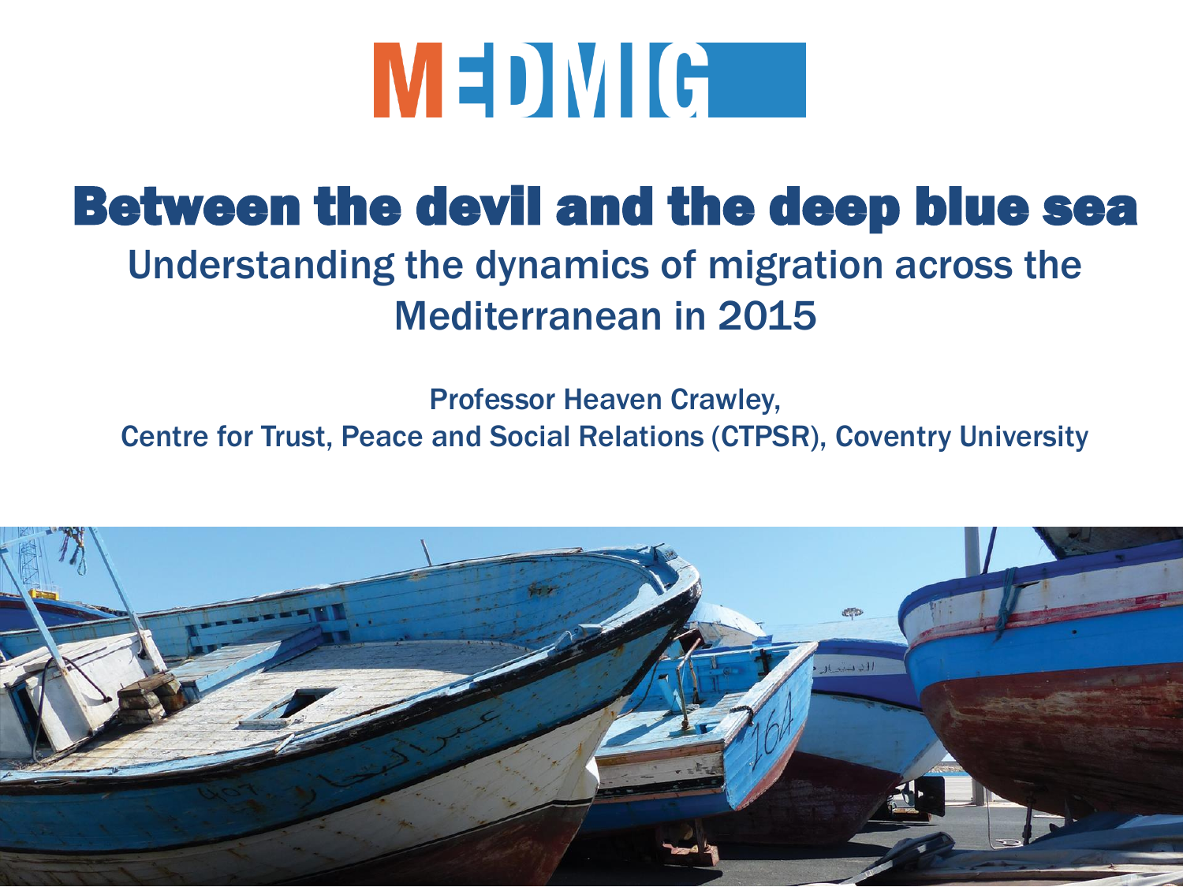MEDMIG

# Between the devil and the deep blue sea

## Understanding the dynamics of migration across the Mediterranean in 2015

Professor Heaven Crawley,
Centre for Trust, Peace and Social Relations (CTPSR), Coventry University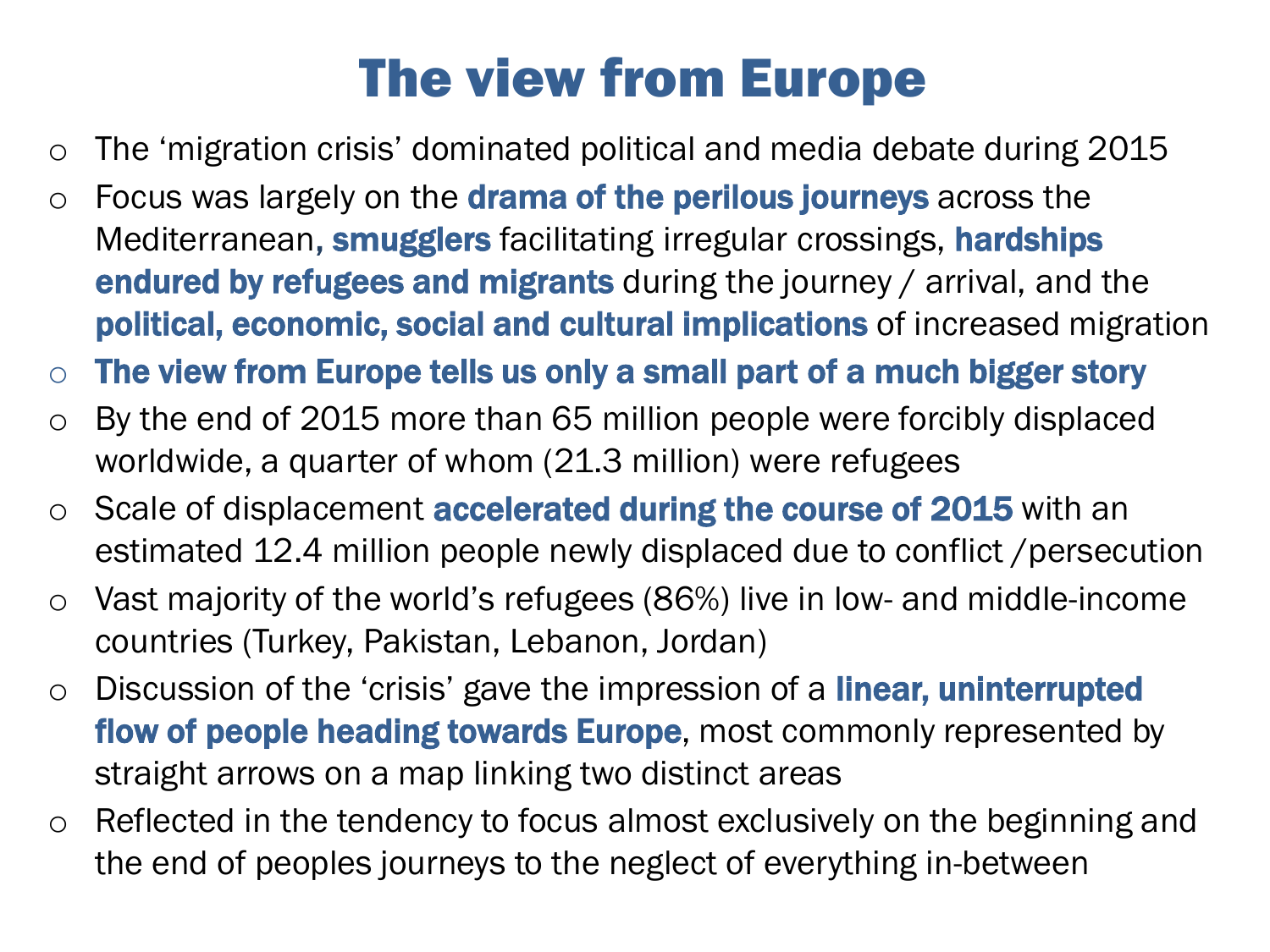# The view from Europe

- The 'migration crisis' dominated political and media debate during 2015
- Focus was largely on the **drama of the perilous journeys** across the Mediterranean, **smugglers** facilitating irregular crossings, **hardships endured by refugees and migrants** during the journey / arrival, and the **political, economic, social and cultural implications** of increased migration
- **The view from Europe tells us only a small part of a much bigger story**
- By the end of 2015 more than 65 million people were forcibly displaced worldwide, a quarter of whom (21.3 million) were refugees
- Scale of displacement **accelerated during the course of 2015** with an estimated 12.4 million people newly displaced due to conflict /persecution
- Vast majority of the world's refugees (86%) live in low- and middle-income countries (Turkey, Pakistan, Lebanon, Jordan)
- Discussion of the 'crisis' gave the impression of a **linear, uninterrupted flow of people heading towards Europe**, most commonly represented by straight arrows on a map linking two distinct areas
- Reflected in the tendency to focus almost exclusively on the beginning and the end of peoples journeys to the neglect of everything in-between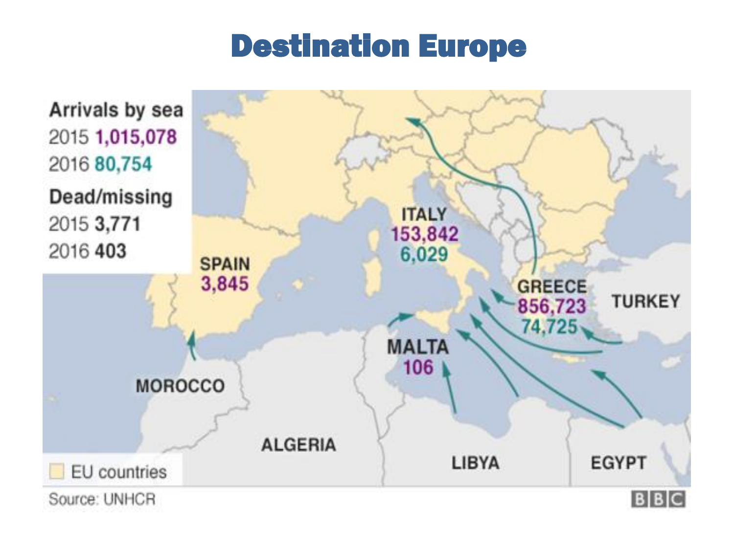# Destination Europe

**Arrivals by sea**
2015 1,015,078
2016 80,754

**Dead/missing**
2015 3,771
2016 403

SPAIN 3,845

ITALY 153,842 6,029

GREECE 856,723 74,725

MALTA 106

TURKEY

MOROCCO

ALGERIA

LIBYA

EGYPT

EU countries

Source: UNHCR

BBC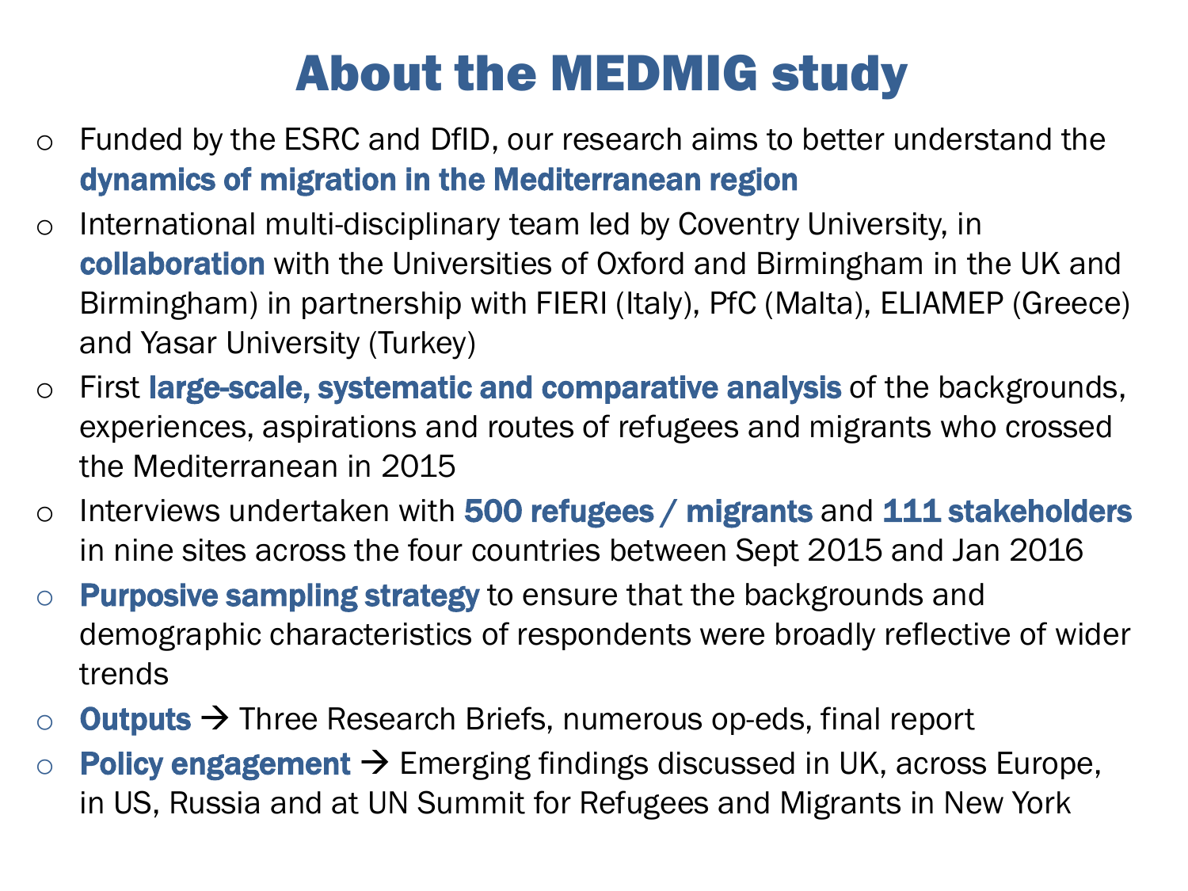# About the MEDMIG study

- Funded by the ESRC and DfID, our research aims to better understand the **dynamics of migration in the Mediterranean region**
- International multi-disciplinary team led by Coventry University, in **collaboration** with the Universities of Oxford and Birmingham in the UK and Birmingham) in partnership with FIERI (Italy), PfC (Malta), ELIAMEP (Greece) and Yasar University (Turkey)
- First **large-scale, systematic and comparative analysis** of the backgrounds, experiences, aspirations and routes of refugees and migrants who crossed the Mediterranean in 2015
- Interviews undertaken with **500 refugees / migrants** and **111 stakeholders** in nine sites across the four countries between Sept 2015 and Jan 2016
- **Purposive sampling strategy** to ensure that the backgrounds and demographic characteristics of respondents were broadly reflective of wider trends
- **Outputs** → Three Research Briefs, numerous op-eds, final report
- **Policy engagement** → Emerging findings discussed in UK, across Europe, in US, Russia and at UN Summit for Refugees and Migrants in New York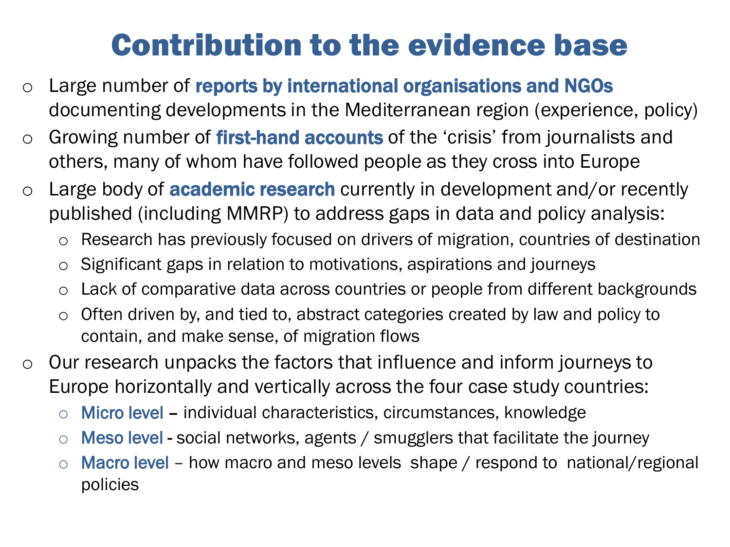# Contribution to the evidence base

- Large number of **reports by international organisations and NGOs** documenting developments in the Mediterranean region (experience, policy)
- Growing number of **first-hand accounts** of the 'crisis' from journalists and others, many of whom have followed people as they cross into Europe
- Large body of **academic research** currently in development and/or recently published (including MMRP) to address gaps in data and policy analysis:
  - Research has previously focused on drivers of migration, countries of destination
  - Significant gaps in relation to motivations, aspirations and journeys
  - Lack of comparative data across countries or people from different backgrounds
  - Often driven by, and tied to, abstract categories created by law and policy to contain, and make sense, of migration flows
- Our research unpacks the factors that influence and inform journeys to Europe horizontally and vertically across the four case study countries:
  - Micro level – individual characteristics, circumstances, knowledge
  - Meso level - social networks, agents / smugglers that facilitate the journey
  - Macro level – how macro and meso levels shape / respond to national/regional policies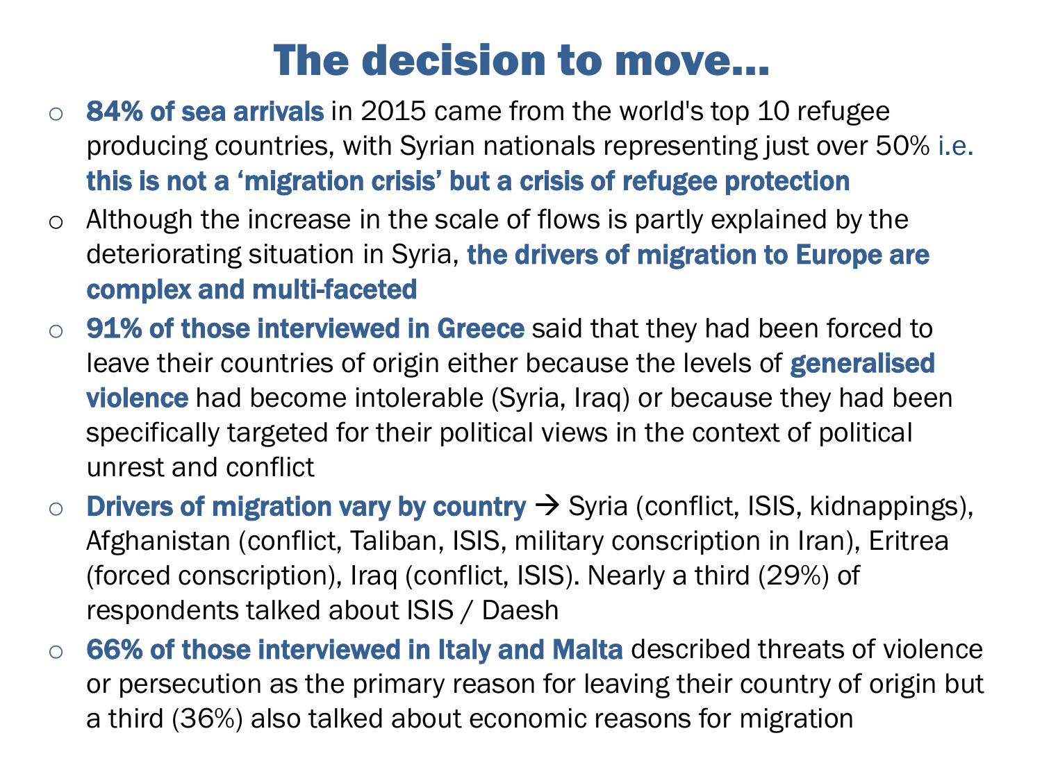# The decision to move…

- **84% of sea arrivals** in 2015 came from the world's top 10 refugee producing countries, with Syrian nationals representing just over 50% i.e. **this is not a 'migration crisis' but a crisis of refugee protection**
- Although the increase in the scale of flows is partly explained by the deteriorating situation in Syria, **the drivers of migration to Europe are complex and multi-faceted**
- **91% of those interviewed in Greece** said that they had been forced to leave their countries of origin either because the levels of **generalised violence** had become intolerable (Syria, Iraq) or because they had been specifically targeted for their political views in the context of political unrest and conflict
- **Drivers of migration vary by country** → Syria (conflict, ISIS, kidnappings), Afghanistan (conflict, Taliban, ISIS, military conscription in Iran), Eritrea (forced conscription), Iraq (conflict, ISIS). Nearly a third (29%) of respondents talked about ISIS / Daesh
- **66% of those interviewed in Italy and Malta** described threats of violence or persecution as the primary reason for leaving their country of origin but a third (36%) also talked about economic reasons for migration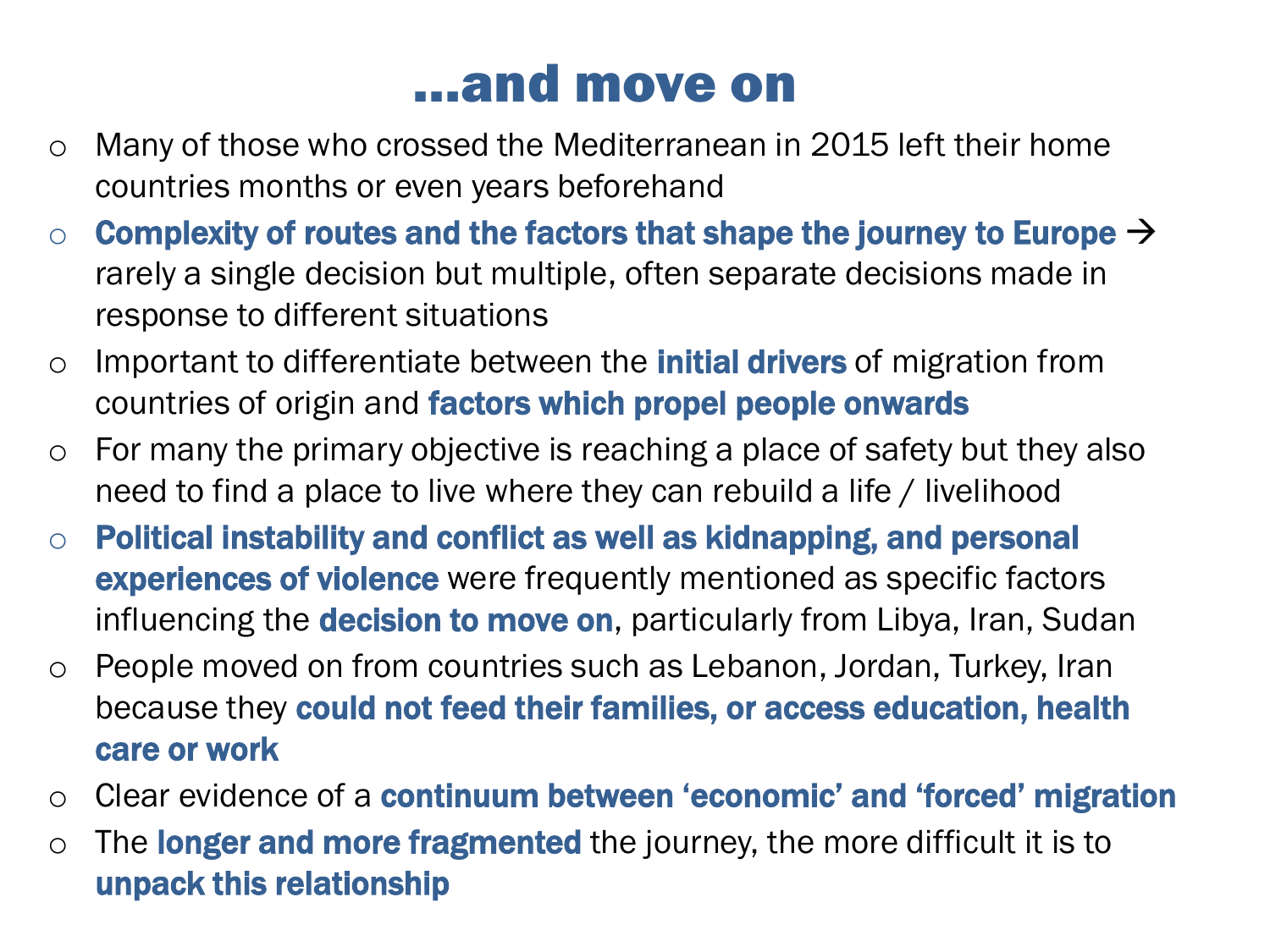# …and move on

- Many of those who crossed the Mediterranean in 2015 left their home countries months or even years beforehand
- **Complexity of routes and the factors that shape the journey to Europe** → rarely a single decision but multiple, often separate decisions made in response to different situations
- Important to differentiate between the **initial drivers** of migration from countries of origin and **factors which propel people onwards**
- For many the primary objective is reaching a place of safety but they also need to find a place to live where they can rebuild a life / livelihood
- **Political instability and conflict as well as kidnapping, and personal experiences of violence** were frequently mentioned as specific factors influencing the **decision to move on**, particularly from Libya, Iran, Sudan
- People moved on from countries such as Lebanon, Jordan, Turkey, Iran because they **could not feed their families, or access education, health care or work**
- Clear evidence of a **continuum between 'economic' and 'forced' migration**
- The **longer and more fragmented** the journey, the more difficult it is to **unpack this relationship**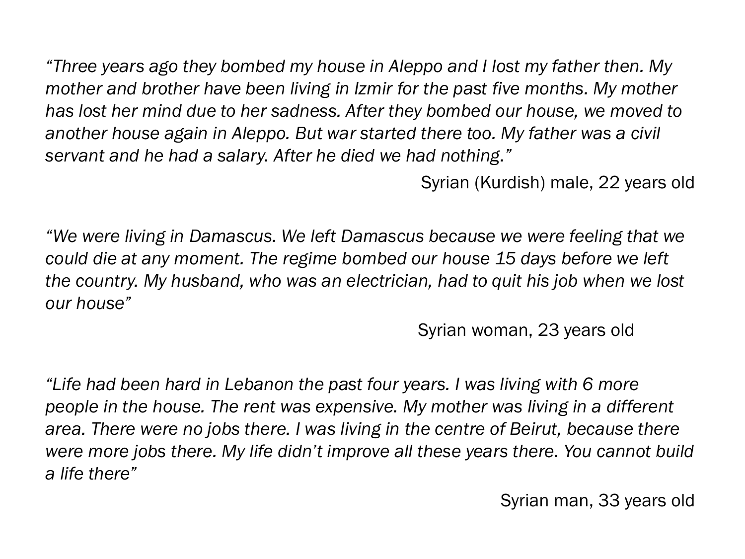*"Three years ago they bombed my house in Aleppo and I lost my father then. My mother and brother have been living in Izmir for the past five months. My mother has lost her mind due to her sadness. After they bombed our house, we moved to another house again in Aleppo. But war started there too. My father was a civil servant and he had a salary. After he died we had nothing."*

Syrian (Kurdish) male, 22 years old

*"We were living in Damascus. We left Damascus because we were feeling that we could die at any moment. The regime bombed our house 15 days before we left the country. My husband, who was an electrician, had to quit his job when we lost our house"*

Syrian woman, 23 years old

*"Life had been hard in Lebanon the past four years. I was living with 6 more people in the house. The rent was expensive. My mother was living in a different area. There were no jobs there. I was living in the centre of Beirut, because there were more jobs there. My life didn't improve all these years there. You cannot build a life there"*

Syrian man, 33 years old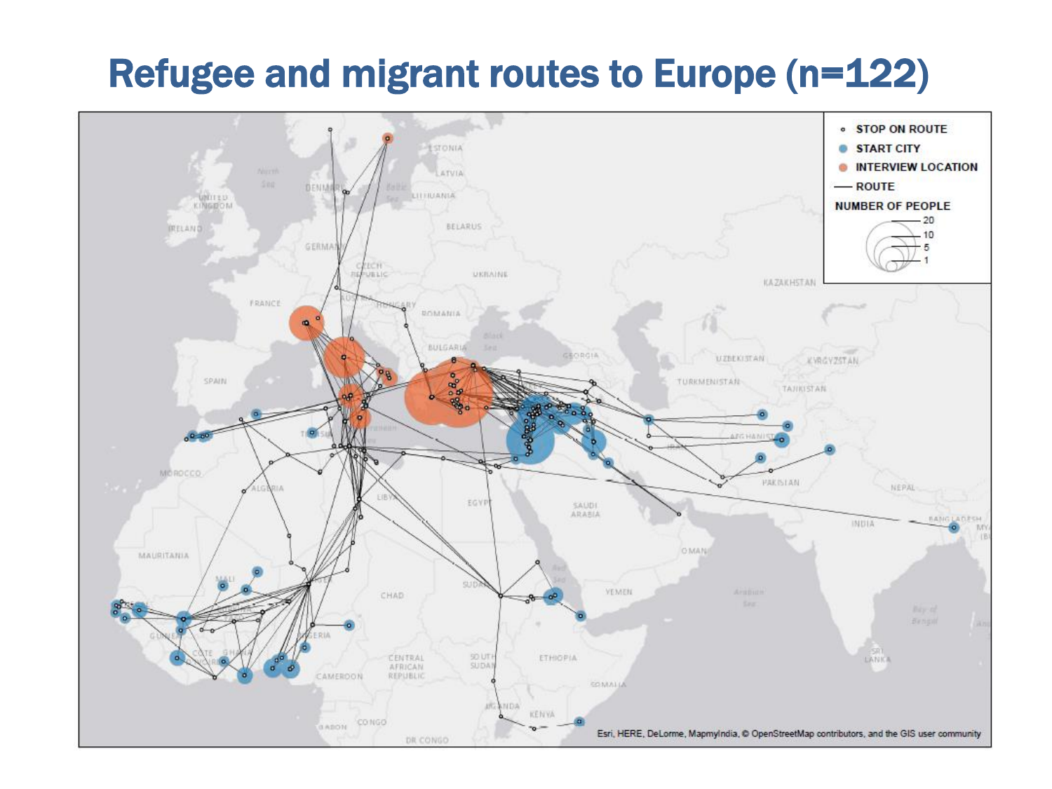# Refugee and migrant routes to Europe (n=122)

STOP ON ROUTE
START CITY
INTERVIEW LOCATION
ROUTE
NUMBER OF PEOPLE
20
10
5
1

Esri, HERE, DeLorme, MapmyIndia, © OpenStreetMap contributors, and the GIS user community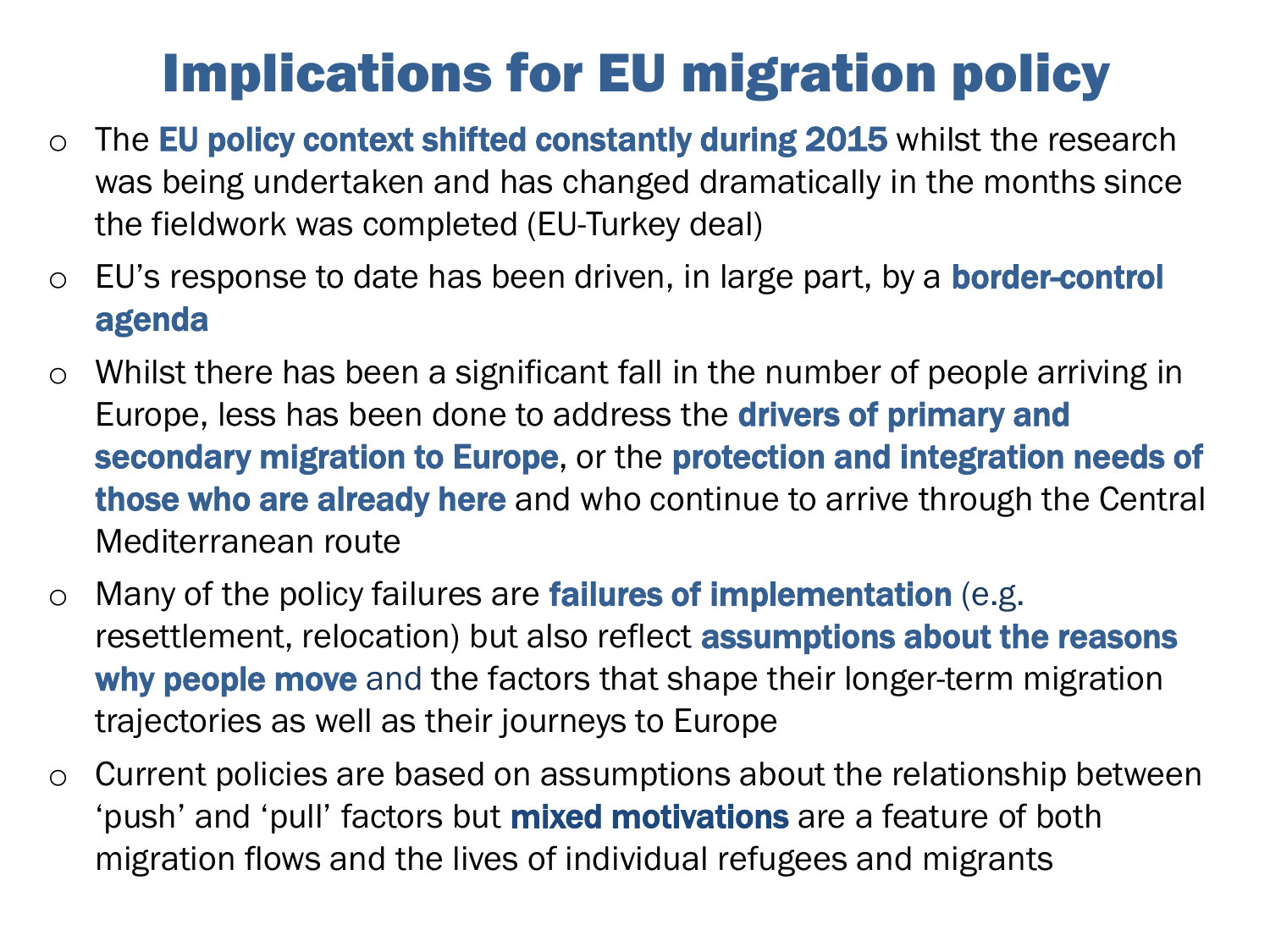# Implications for EU migration policy

- The **EU policy context shifted constantly during 2015** whilst the research was being undertaken and has changed dramatically in the months since the fieldwork was completed (EU-Turkey deal)
- EU's response to date has been driven, in large part, by a **border-control agenda**
- Whilst there has been a significant fall in the number of people arriving in Europe, less has been done to address the **drivers of primary and secondary migration to Europe**, or the **protection and integration needs of those who are already here** and who continue to arrive through the Central Mediterranean route
- Many of the policy failures are **failures of implementation** (e.g. resettlement, relocation) but also reflect **assumptions about the reasons why people move** and the factors that shape their longer-term migration trajectories as well as their journeys to Europe
- Current policies are based on assumptions about the relationship between 'push' and 'pull' factors but **mixed motivations** are a feature of both migration flows and the lives of individual refugees and migrants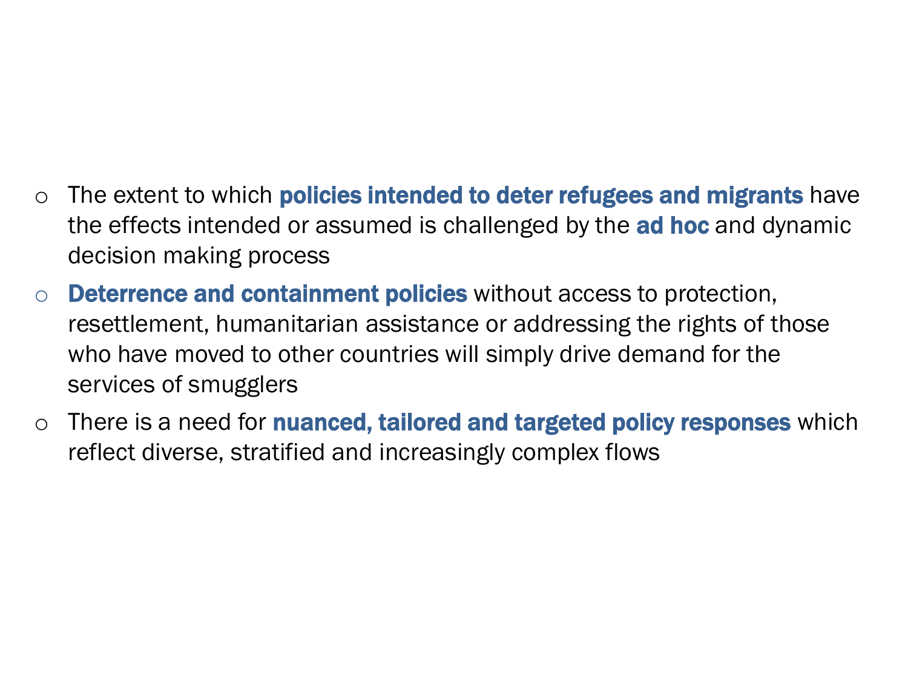- The extent to which **policies intended to deter refugees and migrants** have the effects intended or assumed is challenged by the **ad hoc** and dynamic decision making process
- **Deterrence and containment policies** without access to protection, resettlement, humanitarian assistance or addressing the rights of those who have moved to other countries will simply drive demand for the services of smugglers
- There is a need for **nuanced, tailored and targeted policy responses** which reflect diverse, stratified and increasingly complex flows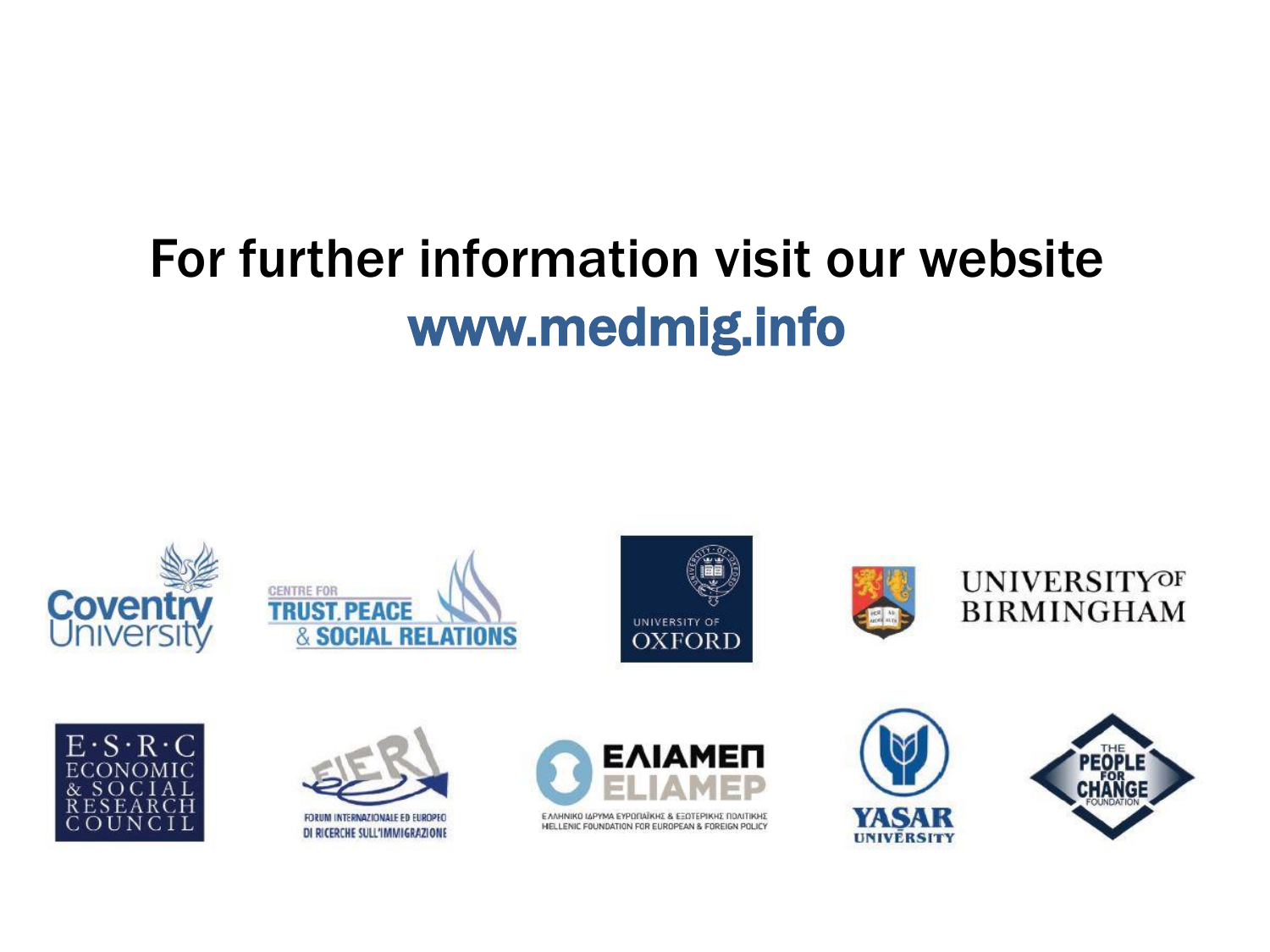For further information visit our website
www.medmig.info

Coventry University

CENTRE FOR TRUST, PEACE & SOCIAL RELATIONS

UNIVERSITY OF OXFORD

UNIVERSITY OF BIRMINGHAM

E·S·R·C ECONOMIC & SOCIAL RESEARCH COUNCIL

FIERI FORUM INTERNAZIONALE ED EUROPEO DI RICERCHE SULL'IMMIGRAZIONE

ΕΛΙΑΜΕΠ ELIAMEP ΕΛΛΗΝΙΚΟ ΙΔΡΥΜΑ ΕΥΡΩΠΑΪΚΗΣ & ΕΞΩΤΕΡΙΚΗΣ ΠΟΛΙΤΙΚΗΣ HELLENIC FOUNDATION FOR EUROPEAN & FOREIGN POLICY

YASAR UNIVERSITY

THE PEOPLE FOR CHANGE FOUNDATION